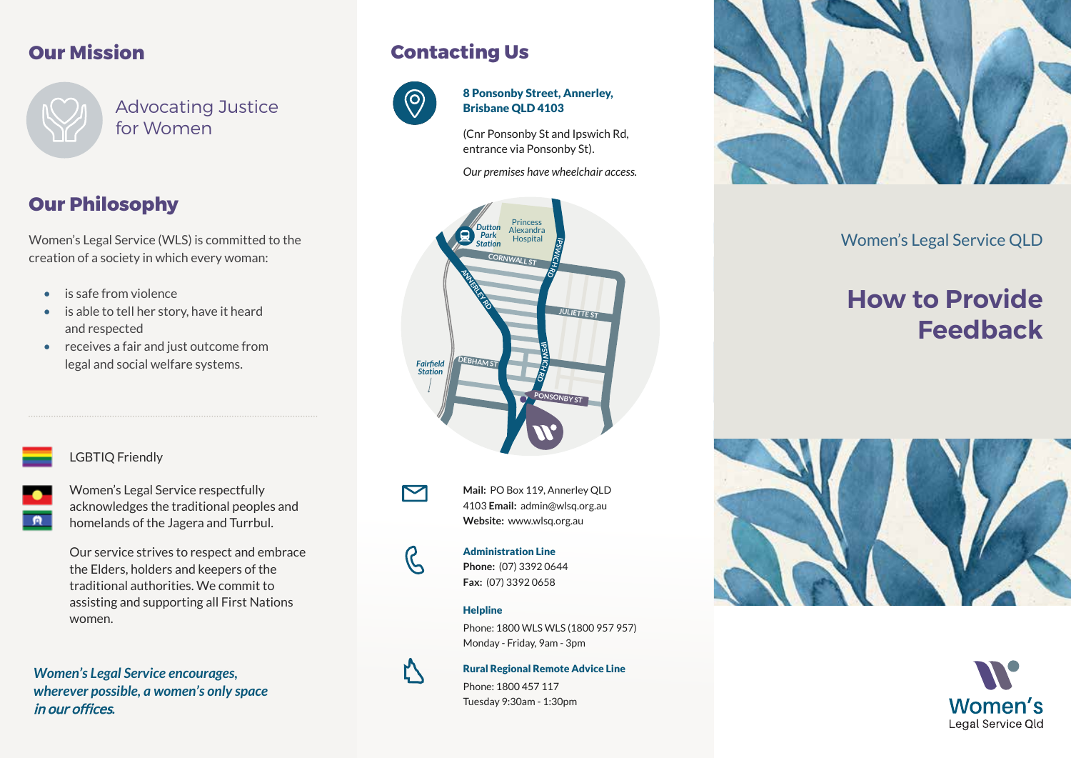## Our Mission

Advocating Justice for Women

## Our Philosophy

Women's Legal Service (WLS) is committed to the creation of a society in which every woman:

- is safe from violence
- is able to tell her story, have it heard and respected
- receives a fair and just outcome from legal and social welfare systems.

LGBTIQ Friendly

Women's Legal Service respectfully acknowledges the traditional peoples and homelands of the Jagera and Turrbul.

Our service strives to respect and embrace the Elders, holders and keepers of the traditional authorities. We commit to assisting and supporting all First Nations women.

***Women's Legal Service encourages, wherever possible, a women's only space in our offices.***

## Contacting Us

**8 Ponsonby Street, Annerley, Brisbane QLD 4103**

(Cnr Ponsonby St and Ipswich Rd, entrance via Ponsonby St).

*Our premises have wheelchair access.*

Dutton Park Station
Princess Alexandra Hospital
CORNWALL ST
IPSWICH RD
ANNERLEY RD
JULIETTE ST
Fairfield Station
DEBHAM ST
IPSWICH RD
PONSONBY ST

**Mail:** PO Box 119, Annerley QLD 4103 **Email:** admin@wlsq.org.au
**Website:** www.wlsq.org.au

**Administration Line**
**Phone:** (07) 3392 0644
**Fax:** (07) 3392 0658

**Helpline**
Phone: 1800 WLS WLS (1800 957 957)
Monday - Friday, 9am - 3pm

**Rural Regional Remote Advice Line**
Phone: 1800 457 117
Tuesday 9:30am - 1:30pm

Women's Legal Service QLD

# How to Provide Feedback

Women's Legal Service Qld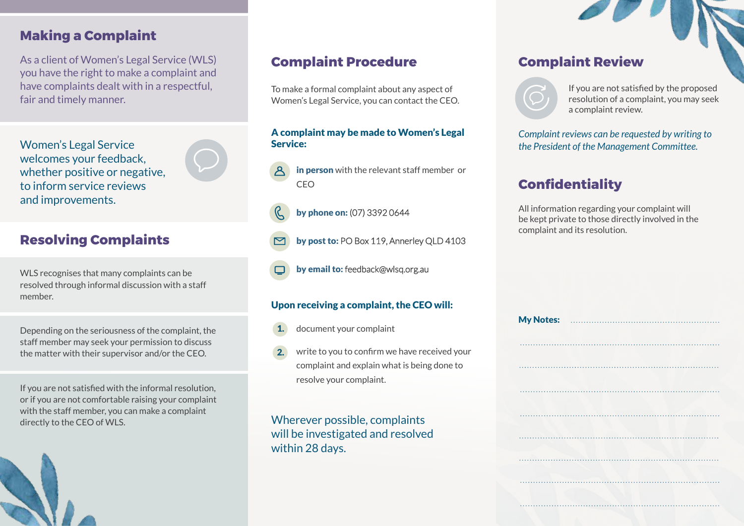## Making a Complaint

As a client of Women's Legal Service (WLS) you have the right to make a complaint and have complaints dealt with in a respectful, fair and timely manner.

Women's Legal Service welcomes your feedback, whether positive or negative, to inform service reviews and improvements.

## Resolving Complaints

WLS recognises that many complaints can be resolved through informal discussion with a staff member.

Depending on the seriousness of the complaint, the staff member may seek your permission to discuss the matter with their supervisor and/or the CEO.

If you are not satisfied with the informal resolution, or if you are not comfortable raising your complaint with the staff member, you can make a complaint directly to the CEO of WLS.

## Complaint Procedure

To make a formal complaint about any aspect of Women's Legal Service, you can contact the CEO.

### A complaint may be made to Women's Legal Service:

- **in person** with the relevant staff member or CEO
- **by phone on:** (07) 3392 0644
- **by post to:** PO Box 119, Annerley QLD 4103
- **by email to:** feedback@wlsq.org.au

### Upon receiving a complaint, the CEO will:

1. document your complaint
2. write to you to confirm we have received your complaint and explain what is being done to resolve your complaint.

Wherever possible, complaints will be investigated and resolved within 28 days.

## Complaint Review

If you are not satisfied by the proposed resolution of a complaint, you may seek a complaint review.

*Complaint reviews can be requested by writing to the President of the Management Committee.*

## Confidentiality

All information regarding your complaint will be kept private to those directly involved in the complaint and its resolution.

**My Notes:** ..........................................................